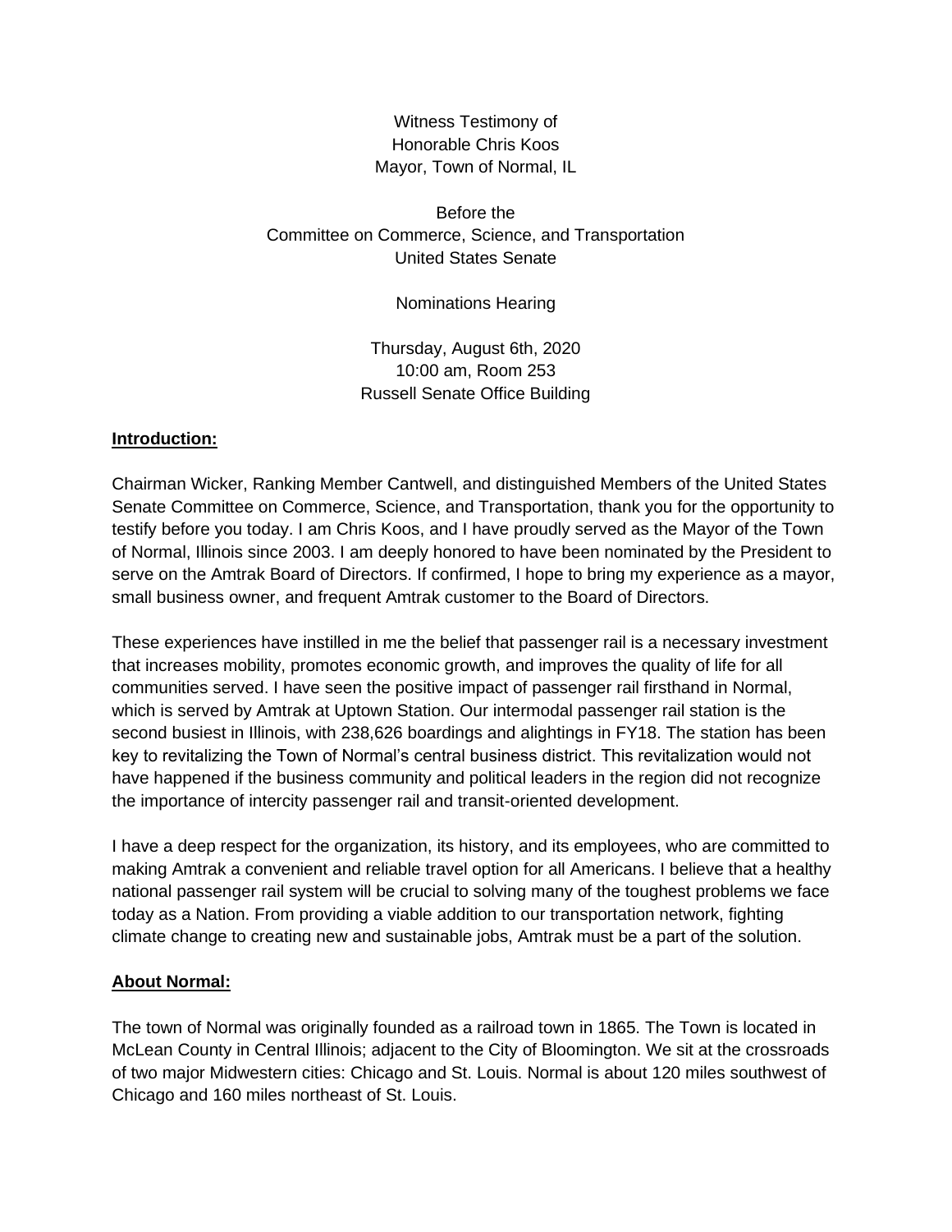Witness Testimony of
Honorable Chris Koos
Mayor, Town of Normal, IL

Before the
Committee on Commerce, Science, and Transportation
United States Senate

Nominations Hearing

Thursday, August 6th, 2020
10:00 am, Room 253
Russell Senate Office Building

**Introduction:**

Chairman Wicker, Ranking Member Cantwell, and distinguished Members of the United States Senate Committee on Commerce, Science, and Transportation, thank you for the opportunity to testify before you today. I am Chris Koos, and I have proudly served as the Mayor of the Town of Normal, Illinois since 2003. I am deeply honored to have been nominated by the President to serve on the Amtrak Board of Directors. If confirmed, I hope to bring my experience as a mayor, small business owner, and frequent Amtrak customer to the Board of Directors.

These experiences have instilled in me the belief that passenger rail is a necessary investment that increases mobility, promotes economic growth, and improves the quality of life for all communities served. I have seen the positive impact of passenger rail firsthand in Normal, which is served by Amtrak at Uptown Station. Our intermodal passenger rail station is the second busiest in Illinois, with 238,626 boardings and alightings in FY18. The station has been key to revitalizing the Town of Normal's central business district. This revitalization would not have happened if the business community and political leaders in the region did not recognize the importance of intercity passenger rail and transit-oriented development.

I have a deep respect for the organization, its history, and its employees, who are committed to making Amtrak a convenient and reliable travel option for all Americans. I believe that a healthy national passenger rail system will be crucial to solving many of the toughest problems we face today as a Nation. From providing a viable addition to our transportation network, fighting climate change to creating new and sustainable jobs, Amtrak must be a part of the solution.

**About Normal:**

The town of Normal was originally founded as a railroad town in 1865. The Town is located in McLean County in Central Illinois; adjacent to the City of Bloomington. We sit at the crossroads of two major Midwestern cities: Chicago and St. Louis. Normal is about 120 miles southwest of Chicago and 160 miles northeast of St. Louis.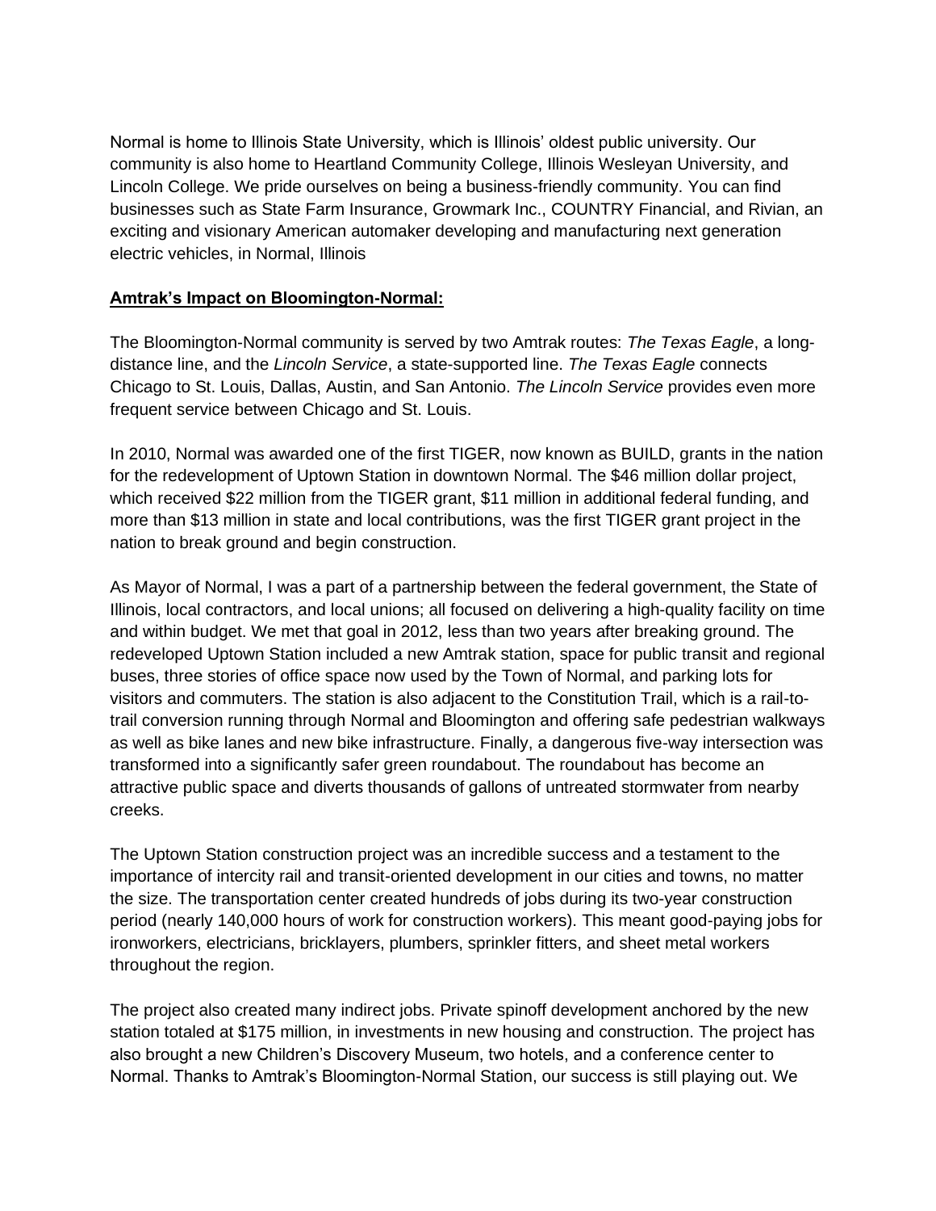Normal is home to Illinois State University, which is Illinois' oldest public university. Our community is also home to Heartland Community College, Illinois Wesleyan University, and Lincoln College. We pride ourselves on being a business-friendly community. You can find businesses such as State Farm Insurance, Growmark Inc., COUNTRY Financial, and Rivian, an exciting and visionary American automaker developing and manufacturing next generation electric vehicles, in Normal, Illinois

**Amtrak's Impact on Bloomington-Normal:**

The Bloomington-Normal community is served by two Amtrak routes: *The Texas Eagle*, a long-distance line, and the *Lincoln Service*, a state-supported line. *The Texas Eagle* connects Chicago to St. Louis, Dallas, Austin, and San Antonio. *The Lincoln Service* provides even more frequent service between Chicago and St. Louis.

In 2010, Normal was awarded one of the first TIGER, now known as BUILD, grants in the nation for the redevelopment of Uptown Station in downtown Normal. The $46 million dollar project, which received $22 million from the TIGER grant, $11 million in additional federal funding, and more than $13 million in state and local contributions, was the first TIGER grant project in the nation to break ground and begin construction.

As Mayor of Normal, I was a part of a partnership between the federal government, the State of Illinois, local contractors, and local unions; all focused on delivering a high-quality facility on time and within budget. We met that goal in 2012, less than two years after breaking ground. The redeveloped Uptown Station included a new Amtrak station, space for public transit and regional buses, three stories of office space now used by the Town of Normal, and parking lots for visitors and commuters. The station is also adjacent to the Constitution Trail, which is a rail-to-trail conversion running through Normal and Bloomington and offering safe pedestrian walkways as well as bike lanes and new bike infrastructure. Finally, a dangerous five-way intersection was transformed into a significantly safer green roundabout. The roundabout has become an attractive public space and diverts thousands of gallons of untreated stormwater from nearby creeks.

The Uptown Station construction project was an incredible success and a testament to the importance of intercity rail and transit-oriented development in our cities and towns, no matter the size. The transportation center created hundreds of jobs during its two-year construction period (nearly 140,000 hours of work for construction workers). This meant good-paying jobs for ironworkers, electricians, bricklayers, plumbers, sprinkler fitters, and sheet metal workers throughout the region.

The project also created many indirect jobs. Private spinoff development anchored by the new station totaled at $175 million, in investments in new housing and construction. The project has also brought a new Children's Discovery Museum, two hotels, and a conference center to Normal. Thanks to Amtrak's Bloomington-Normal Station, our success is still playing out. We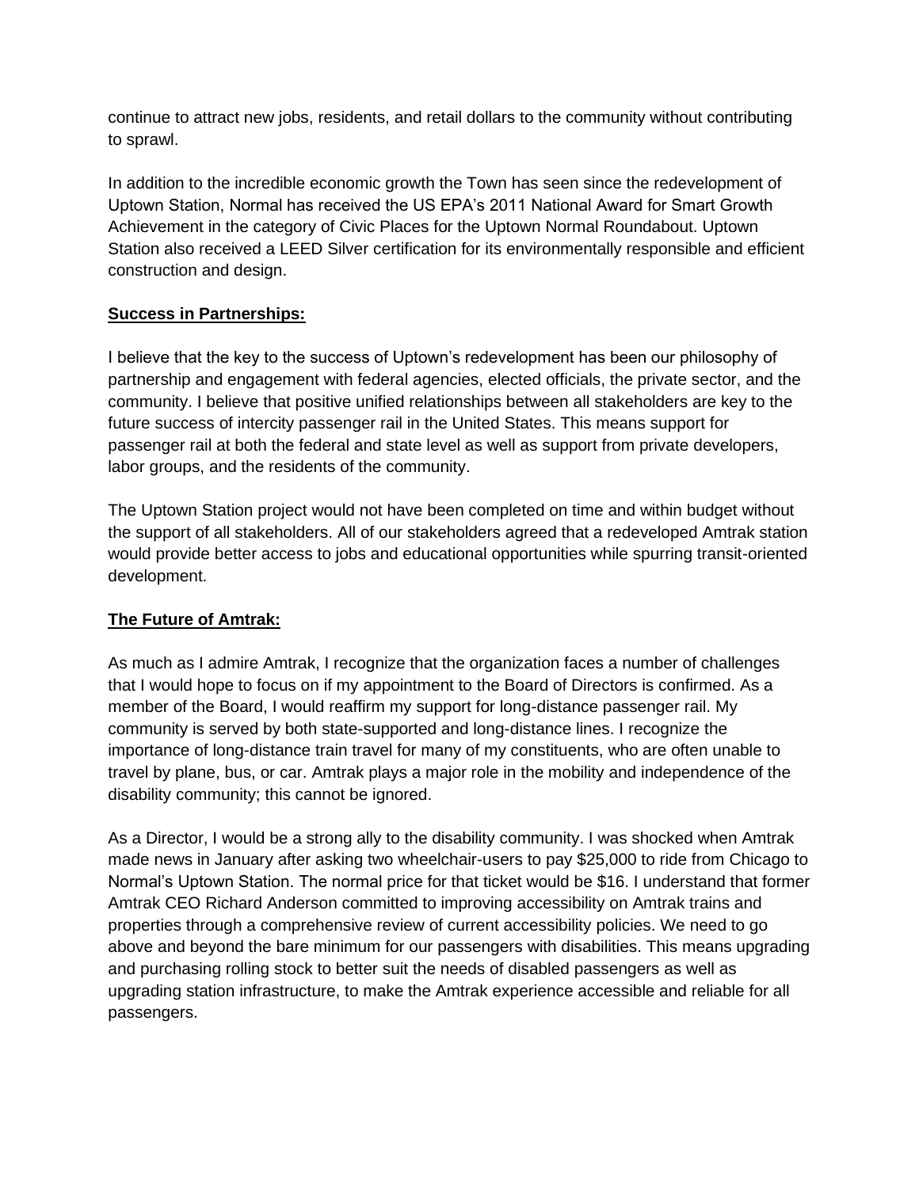continue to attract new jobs, residents, and retail dollars to the community without contributing to sprawl.

In addition to the incredible economic growth the Town has seen since the redevelopment of Uptown Station, Normal has received the US EPA's 2011 National Award for Smart Growth Achievement in the category of Civic Places for the Uptown Normal Roundabout. Uptown Station also received a LEED Silver certification for its environmentally responsible and efficient construction and design.

**Success in Partnerships:**

I believe that the key to the success of Uptown's redevelopment has been our philosophy of partnership and engagement with federal agencies, elected officials, the private sector, and the community. I believe that positive unified relationships between all stakeholders are key to the future success of intercity passenger rail in the United States. This means support for passenger rail at both the federal and state level as well as support from private developers, labor groups, and the residents of the community.

The Uptown Station project would not have been completed on time and within budget without the support of all stakeholders. All of our stakeholders agreed that a redeveloped Amtrak station would provide better access to jobs and educational opportunities while spurring transit-oriented development.

**The Future of Amtrak:**

As much as I admire Amtrak, I recognize that the organization faces a number of challenges that I would hope to focus on if my appointment to the Board of Directors is confirmed. As a member of the Board, I would reaffirm my support for long-distance passenger rail. My community is served by both state-supported and long-distance lines. I recognize the importance of long-distance train travel for many of my constituents, who are often unable to travel by plane, bus, or car. Amtrak plays a major role in the mobility and independence of the disability community; this cannot be ignored.

As a Director, I would be a strong ally to the disability community. I was shocked when Amtrak made news in January after asking two wheelchair-users to pay $25,000 to ride from Chicago to Normal's Uptown Station. The normal price for that ticket would be $16. I understand that former Amtrak CEO Richard Anderson committed to improving accessibility on Amtrak trains and properties through a comprehensive review of current accessibility policies. We need to go above and beyond the bare minimum for our passengers with disabilities. This means upgrading and purchasing rolling stock to better suit the needs of disabled passengers as well as upgrading station infrastructure, to make the Amtrak experience accessible and reliable for all passengers.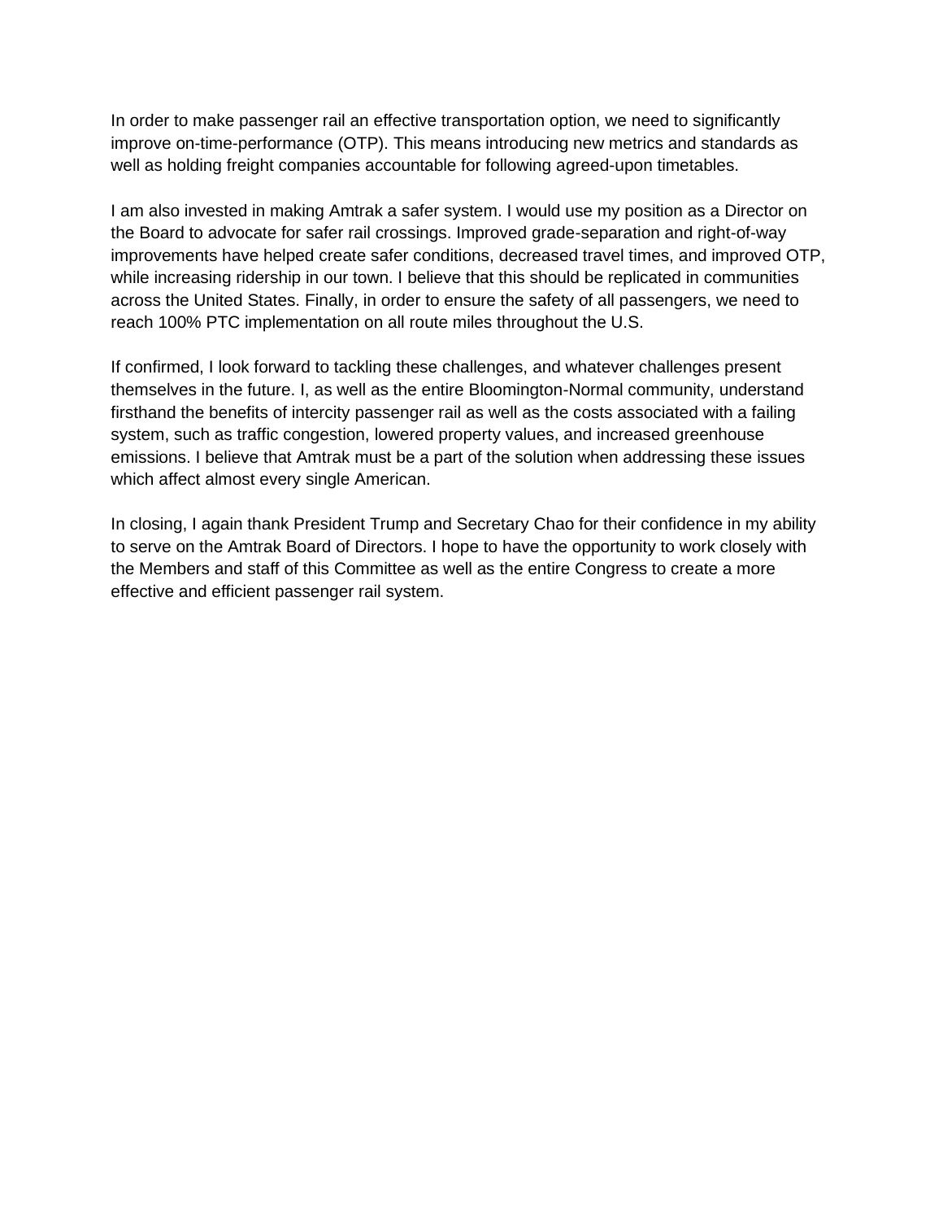In order to make passenger rail an effective transportation option, we need to significantly improve on-time-performance (OTP). This means introducing new metrics and standards as well as holding freight companies accountable for following agreed-upon timetables.

I am also invested in making Amtrak a safer system. I would use my position as a Director on the Board to advocate for safer rail crossings. Improved grade-separation and right-of-way improvements have helped create safer conditions, decreased travel times, and improved OTP, while increasing ridership in our town. I believe that this should be replicated in communities across the United States. Finally, in order to ensure the safety of all passengers, we need to reach 100% PTC implementation on all route miles throughout the U.S.

If confirmed, I look forward to tackling these challenges, and whatever challenges present themselves in the future. I, as well as the entire Bloomington-Normal community, understand firsthand the benefits of intercity passenger rail as well as the costs associated with a failing system, such as traffic congestion, lowered property values, and increased greenhouse emissions. I believe that Amtrak must be a part of the solution when addressing these issues which affect almost every single American.

In closing, I again thank President Trump and Secretary Chao for their confidence in my ability to serve on the Amtrak Board of Directors. I hope to have the opportunity to work closely with the Members and staff of this Committee as well as the entire Congress to create a more effective and efficient passenger rail system.